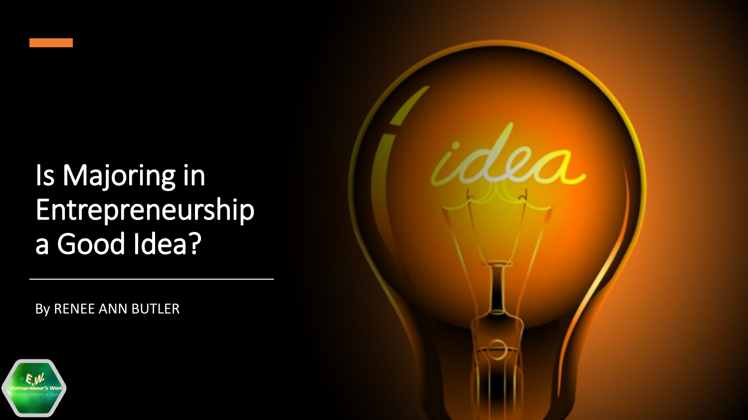# Is Majoring in Entrepreneurship a Good Idea?

By RENEE ANN BUTLER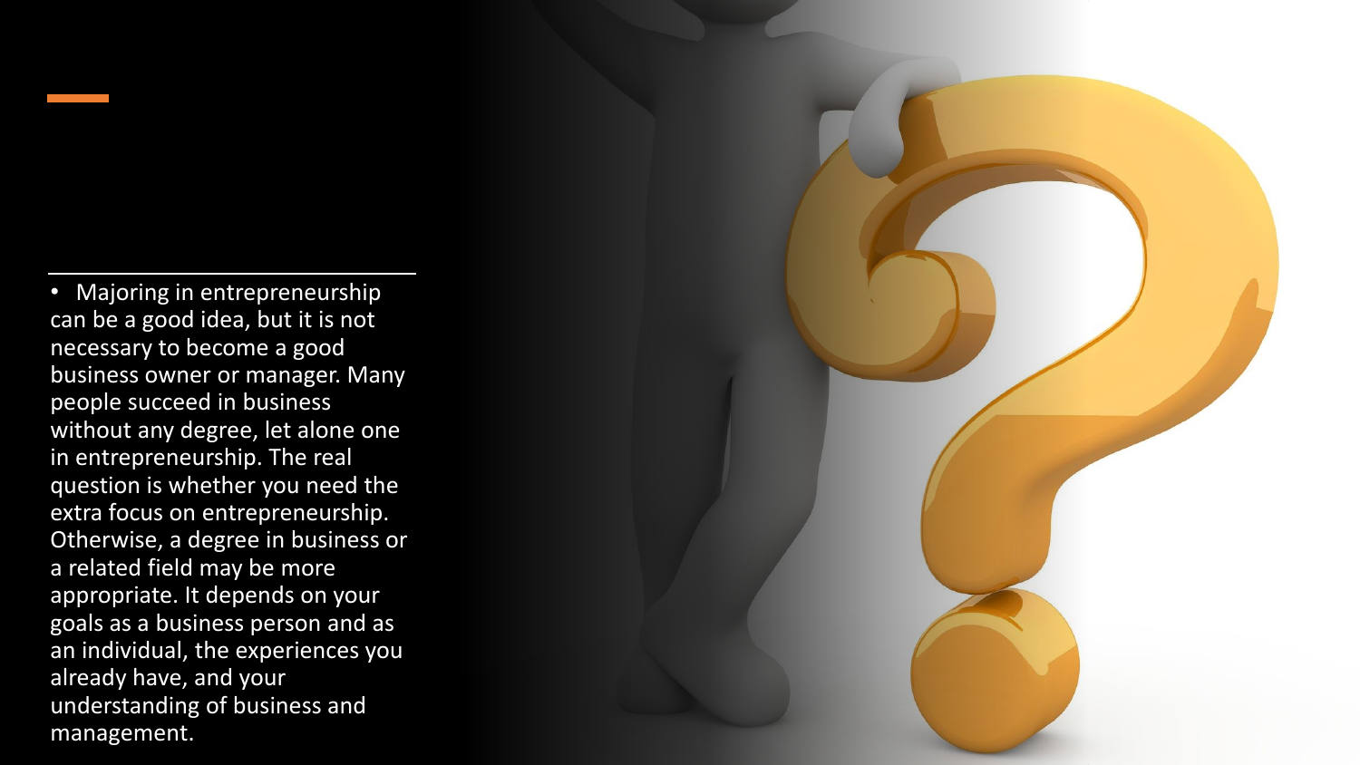- Majoring in entrepreneurship can be a good idea, but it is not necessary to become a good business owner or manager. Many people succeed in business without any degree, let alone one in entrepreneurship. The real question is whether you need the extra focus on entrepreneurship. Otherwise, a degree in business or a related field may be more appropriate. It depends on your goals as a business person and as an individual, the experiences you already have, and your understanding of business and management.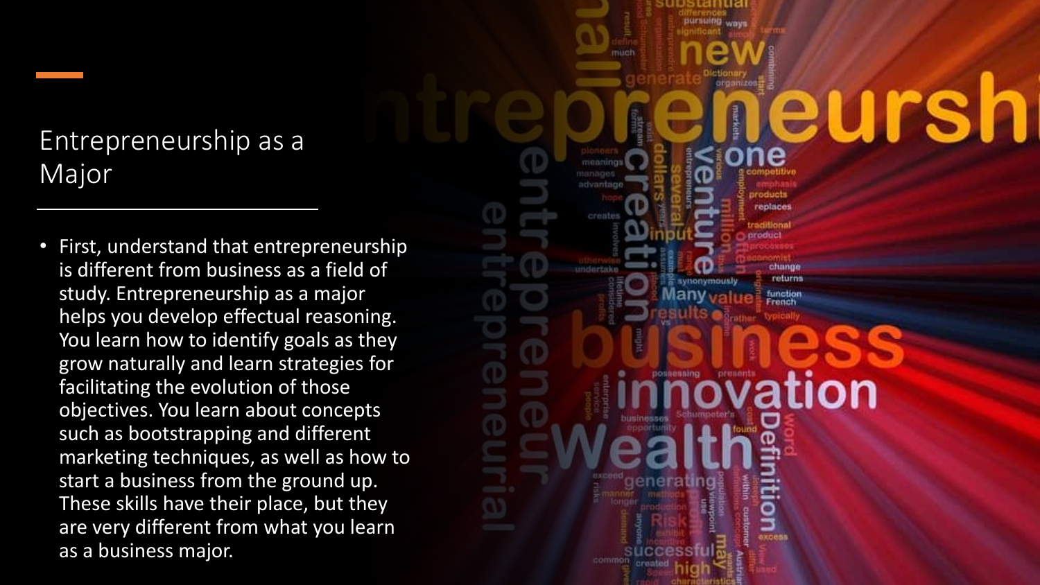# Entrepreneurship as a Major

- First, understand that entrepreneurship is different from business as a field of study. Entrepreneurship as a major helps you develop effectual reasoning. You learn how to identify goals as they grow naturally and learn strategies for facilitating the evolution of those objectives. You learn about concepts such as bootstrapping and different marketing techniques, as well as how to start a business from the ground up. These skills have their place, but they are very different from what you learn as a business major.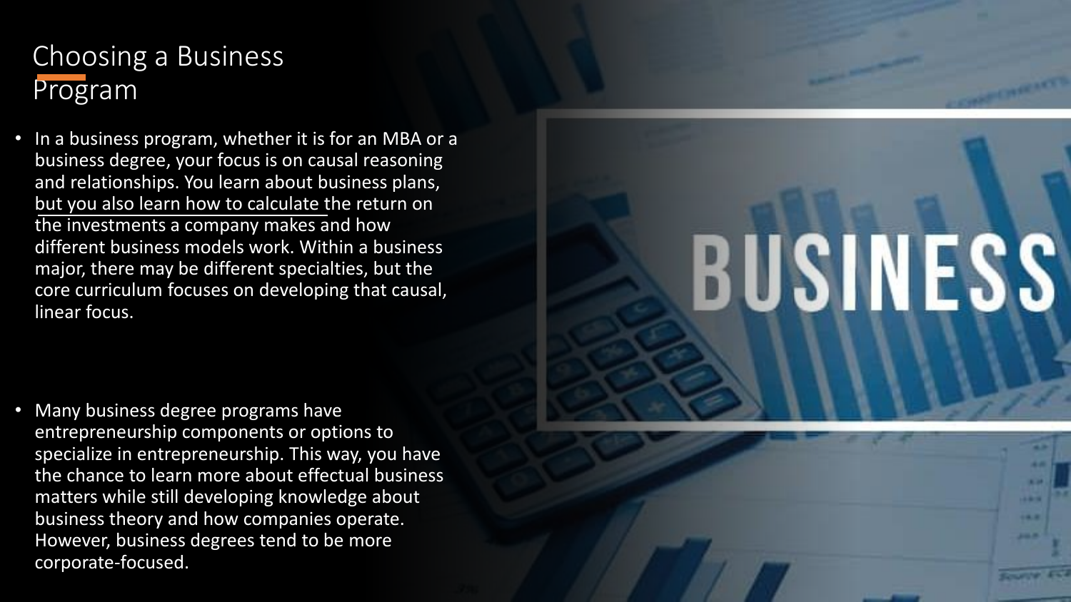# Choosing a Business Program

- In a business program, whether it is for an MBA or a business degree, your focus is on causal reasoning and relationships. You learn about business plans, but you also learn how to calculate the return on the investments a company makes and how different business models work. Within a business major, there may be different specialties, but the core curriculum focuses on developing that causal, linear focus.

- Many business degree programs have entrepreneurship components or options to specialize in entrepreneurship. This way, you have the chance to learn more about effectual business matters while still developing knowledge about business theory and how companies operate. However, business degrees tend to be more corporate-focused.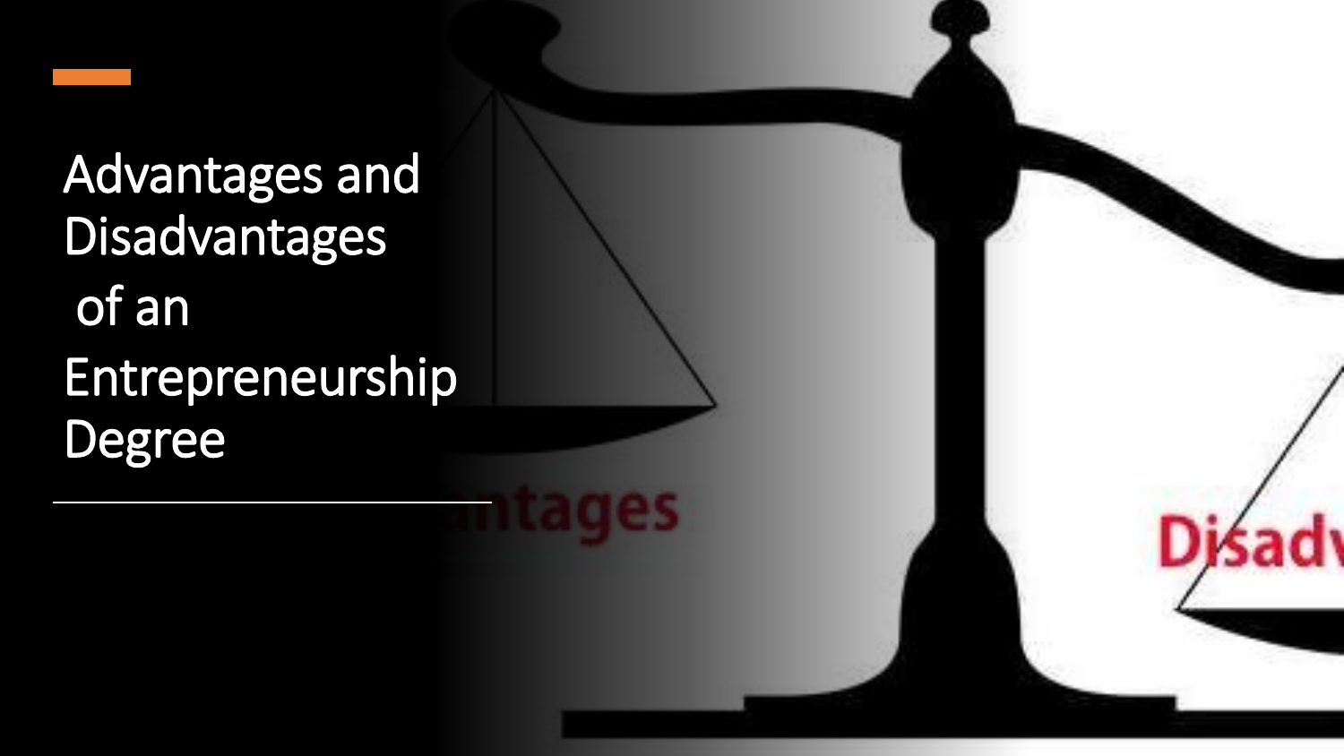# Advantages and Disadvantages of an Entrepreneurship Degree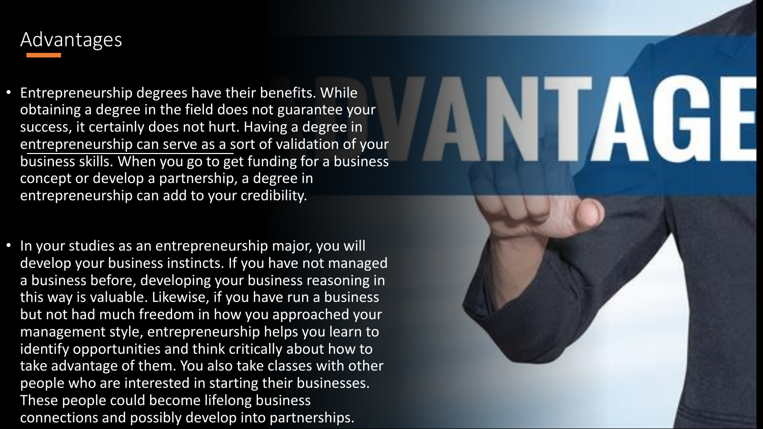# Advantages

- Entrepreneurship degrees have their benefits. While obtaining a degree in the field does not guarantee your success, it certainly does not hurt. Having a degree in entrepreneurship can serve as a sort of validation of your business skills. When you go to get funding for a business concept or develop a partnership, a degree in entrepreneurship can add to your credibility.

- In your studies as an entrepreneurship major, you will develop your business instincts. If you have not managed a business before, developing your business reasoning in this way is valuable. Likewise, if you have run a business but not had much freedom in how you approached your management style, entrepreneurship helps you learn to identify opportunities and think critically about how to take advantage of them. You also take classes with other people who are interested in starting their businesses. These people could become lifelong business connections and possibly develop into partnerships.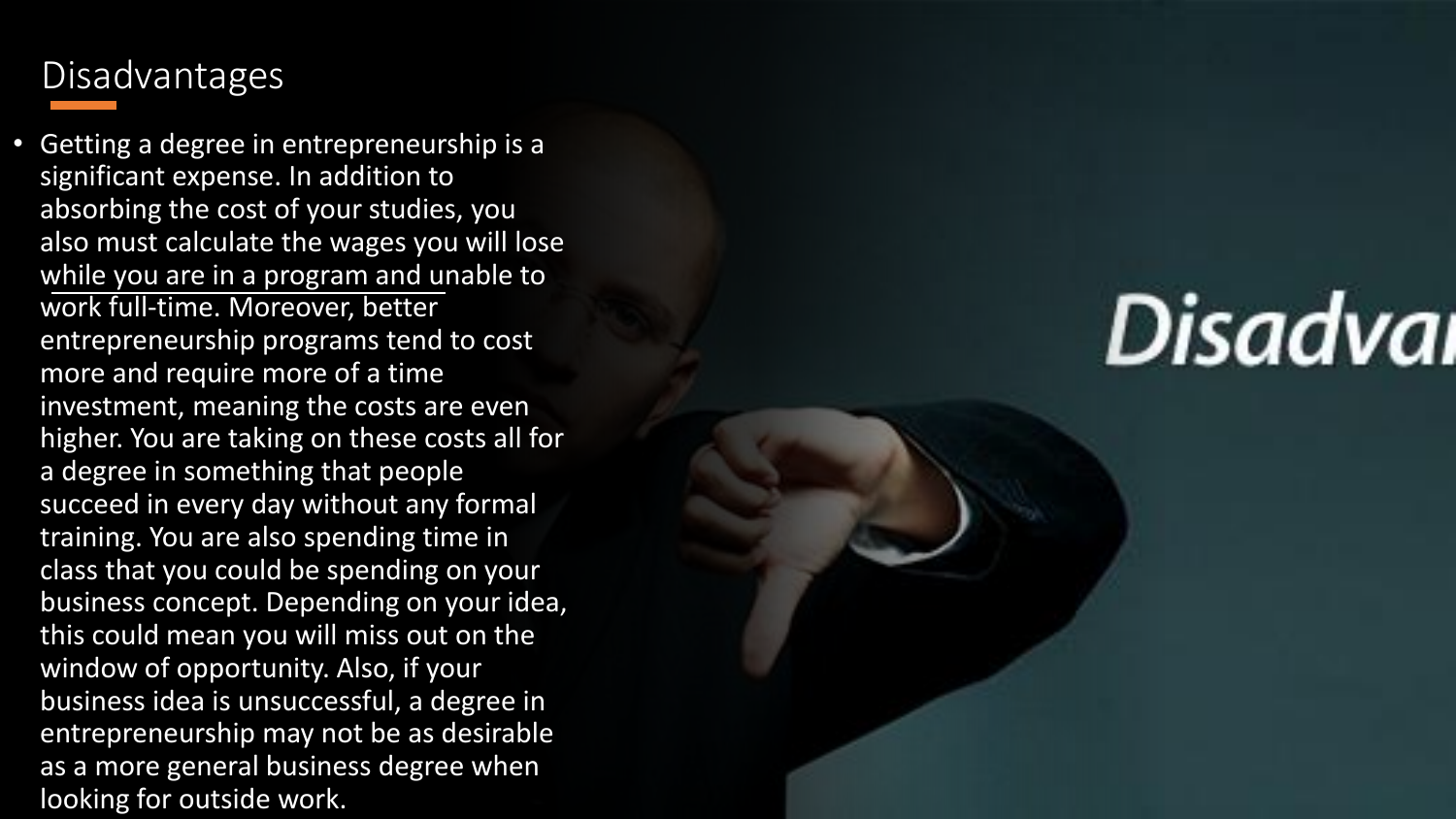## Disadvantages

- Getting a degree in entrepreneurship is a significant expense. In addition to absorbing the cost of your studies, you also must calculate the wages you will lose while you are in a program and unable to work full-time. Moreover, better entrepreneurship programs tend to cost more and require more of a time investment, meaning the costs are even higher. You are taking on these costs all for a degree in something that people succeed in every day without any formal training. You are also spending time in class that you could be spending on your business concept. Depending on your idea, this could mean you will miss out on the window of opportunity. Also, if your business idea is unsuccessful, a degree in entrepreneurship may not be as desirable as a more general business degree when looking for outside work.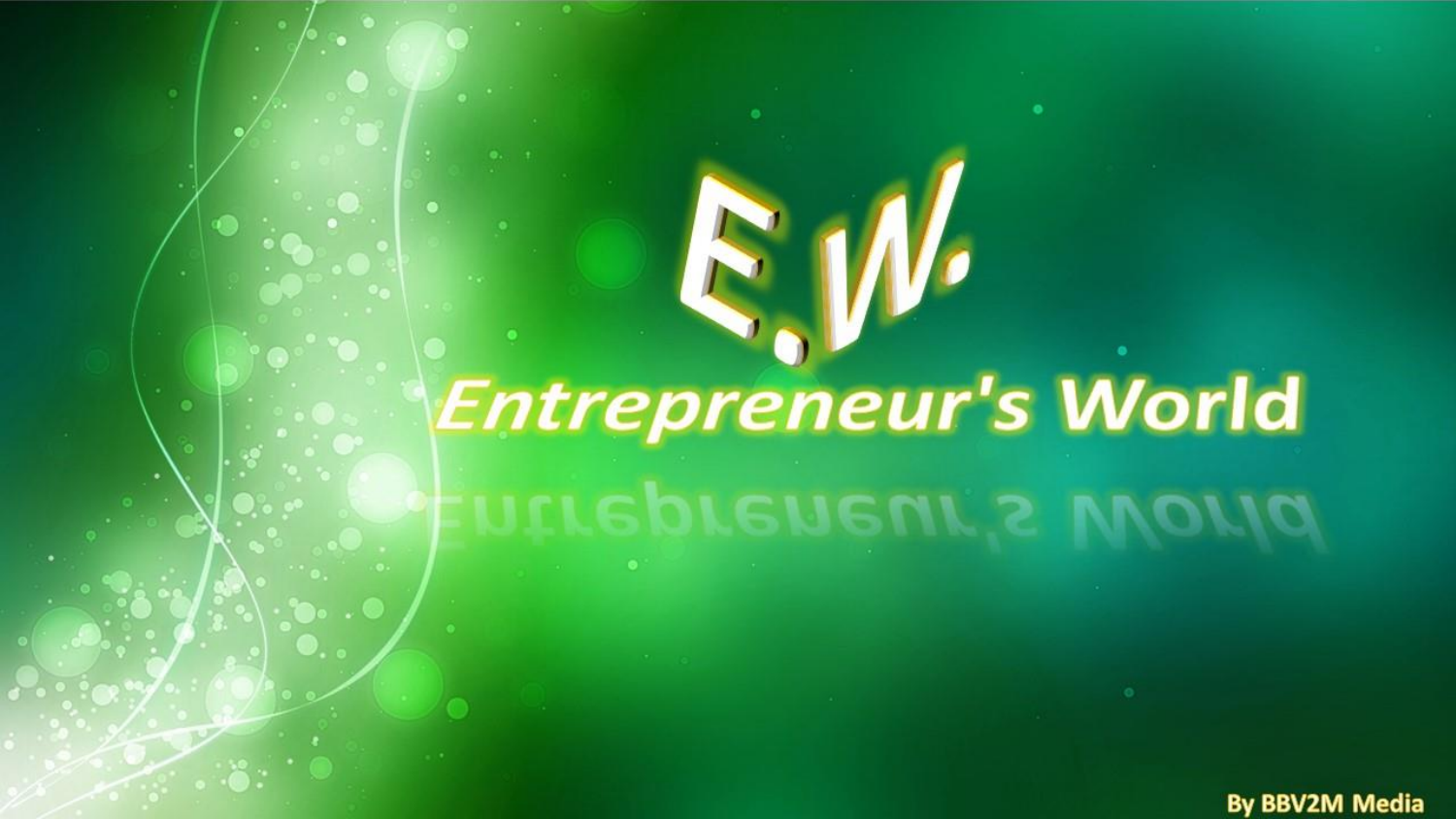# E.W.

## Entrepreneur's World

**By BBV2M Media**